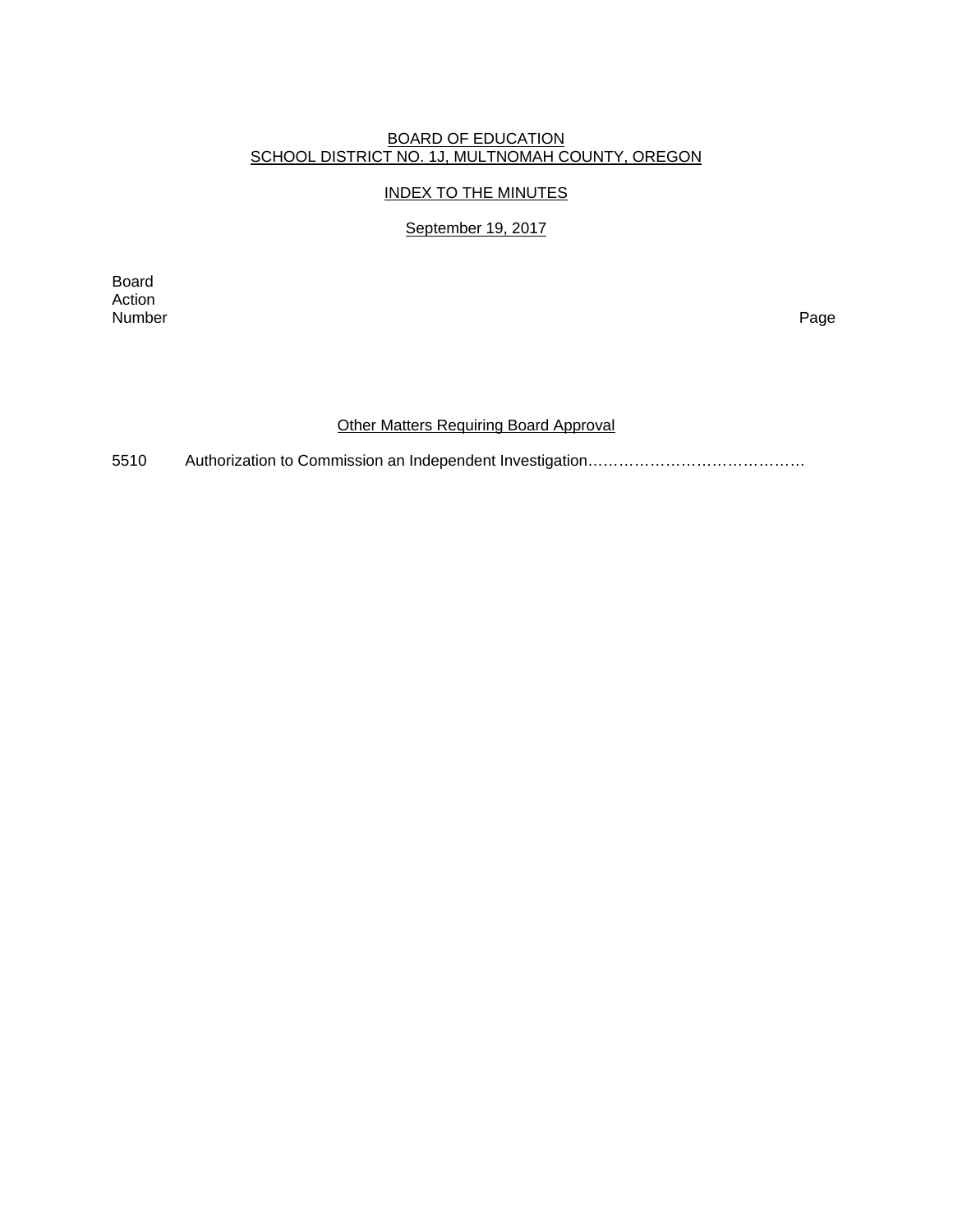BOARD OF EDUCATION
SCHOOL DISTRICT NO. 1J, MULTNOMAH COUNTY, OREGON

INDEX TO THE MINUTES

September 19, 2017

| Board Action Number | | Page |
|---|---|---|

Other Matters Requiring Board Approval

5510 Authorization to Commission an Independent Investigation……………………………………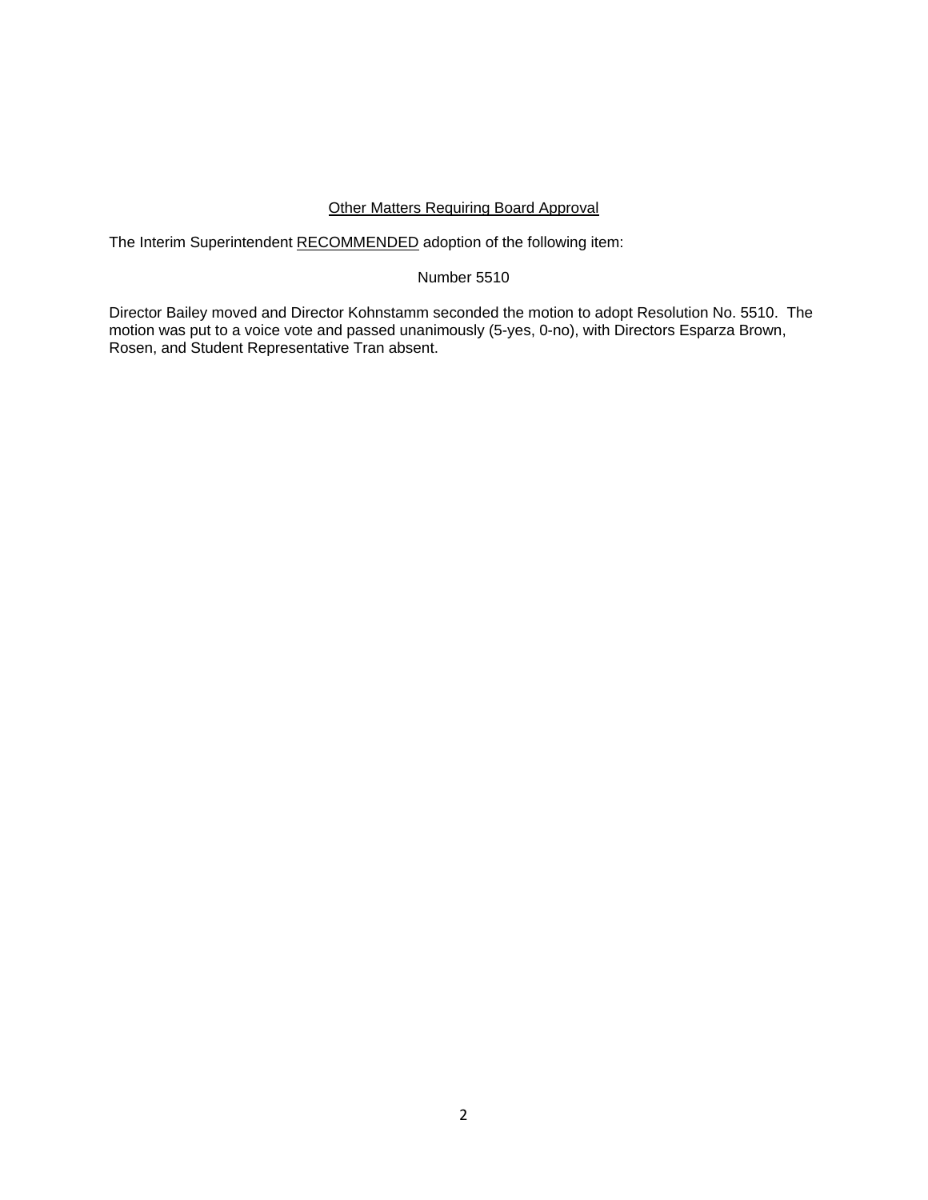<u>Other Matters Requiring Board Approval</u>

The Interim Superintendent <u>RECOMMENDED</u> adoption of the following item:

Number 5510

Director Bailey moved and Director Kohnstamm seconded the motion to adopt Resolution No. 5510. The motion was put to a voice vote and passed unanimously (5-yes, 0-no), with Directors Esparza Brown, Rosen, and Student Representative Tran absent.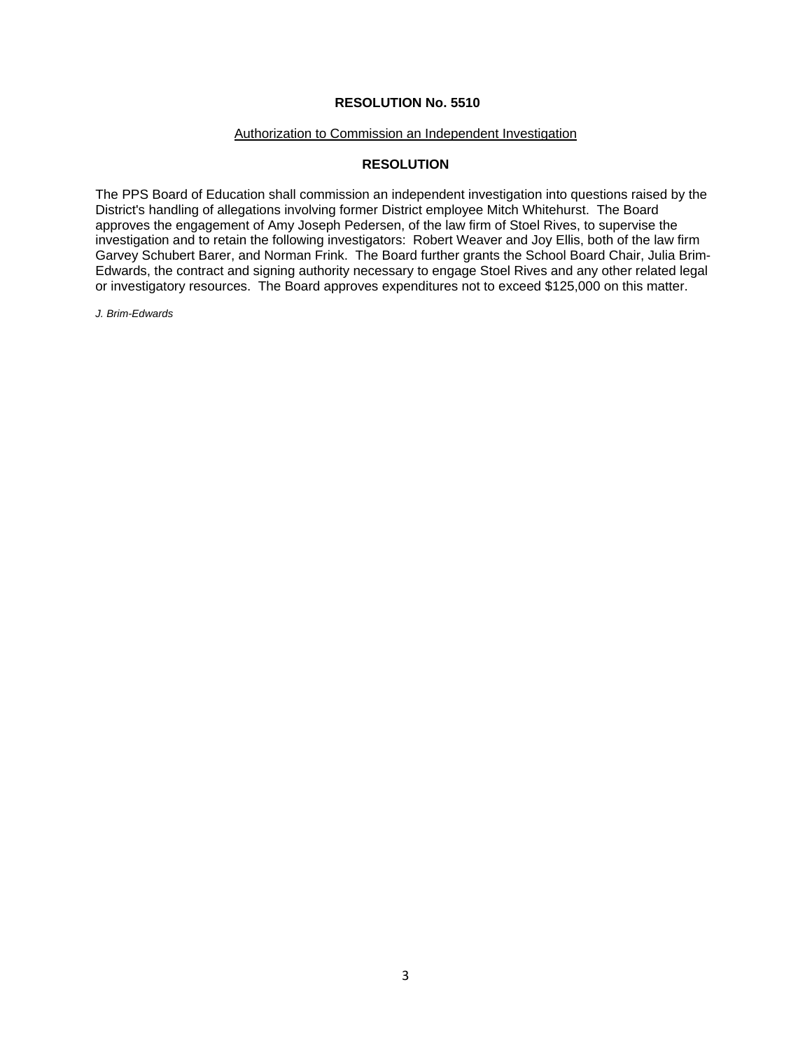**RESOLUTION No. 5510**

<u>Authorization to Commission an Independent Investigation</u>

**RESOLUTION**

The PPS Board of Education shall commission an independent investigation into questions raised by the District's handling of allegations involving former District employee Mitch Whitehurst. The Board approves the engagement of Amy Joseph Pedersen, of the law firm of Stoel Rives, to supervise the investigation and to retain the following investigators: Robert Weaver and Joy Ellis, both of the law firm Garvey Schubert Barer, and Norman Frink. The Board further grants the School Board Chair, Julia Brim-Edwards, the contract and signing authority necessary to engage Stoel Rives and any other related legal or investigatory resources. The Board approves expenditures not to exceed $125,000 on this matter.

*J. Brim-Edwards*